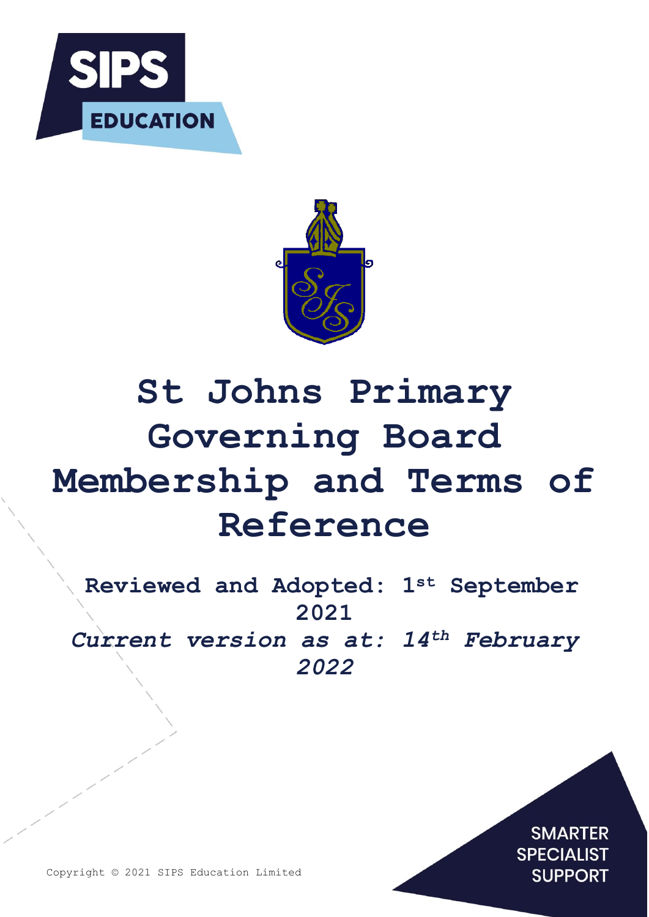# St Johns Primary Governing Board Membership and Terms of Reference

**Reviewed and Adopted: 1st September 2021**

***Current version as at: 14th February 2022***

SMARTER SPECIALIST SUPPORT

Copyright © 2021 SIPS Education Limited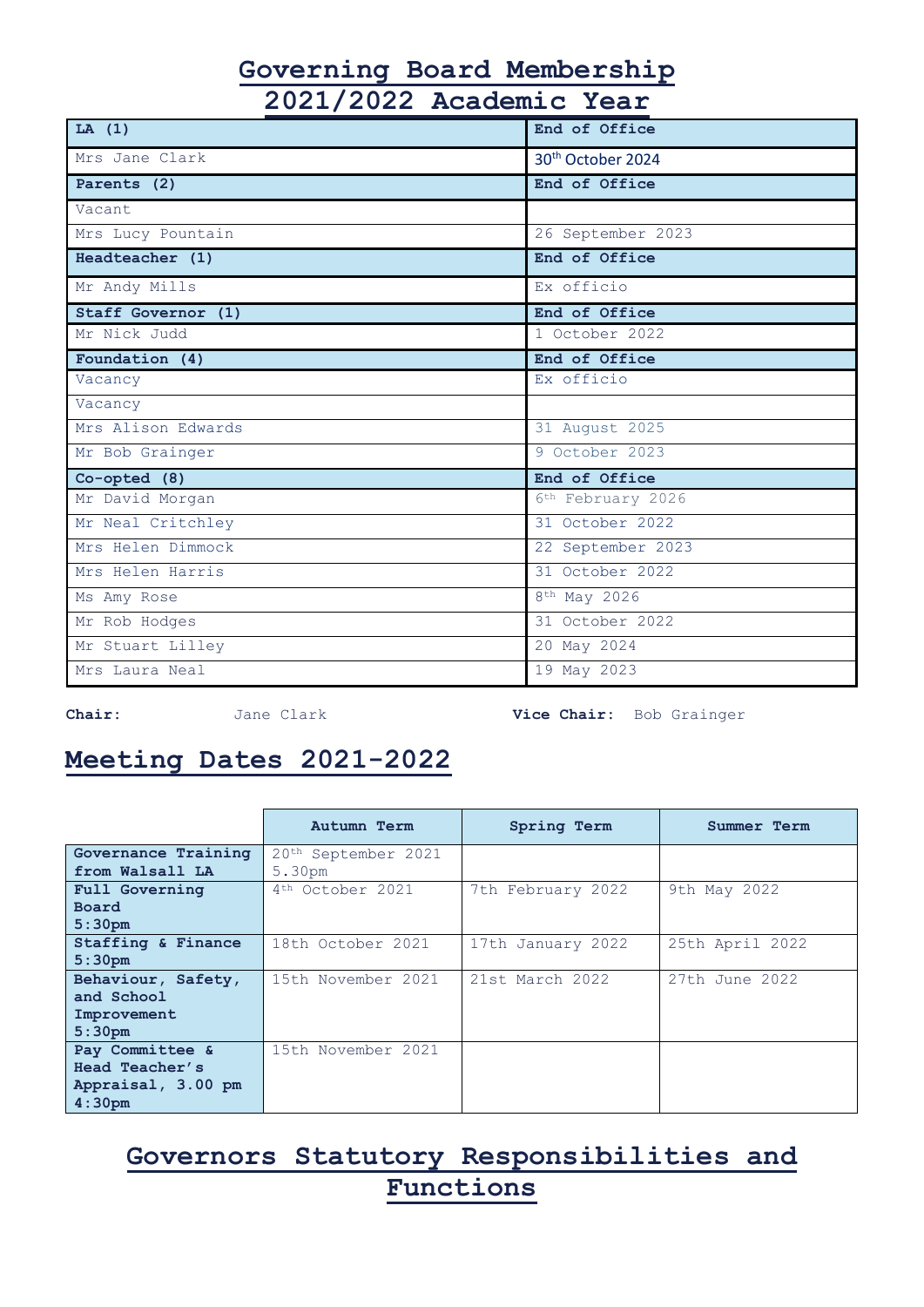# Governing Board Membership
# 2021/2022 Academic Year

| LA (1) | End of Office |
|---|---|
| Mrs Jane Clark | 30th October 2024 |
| **Parents (2)** | **End of Office** |
| Vacant | |
| Mrs Lucy Pountain | 26 September 2023 |
| **Headteacher (1)** | **End of Office** |
| Mr Andy Mills | Ex officio |
| **Staff Governor (1)** | **End of Office** |
| Mr Nick Judd | 1 October 2022 |
| **Foundation (4)** | **End of Office** |
| Vacancy | Ex officio |
| Vacancy | |
| Mrs Alison Edwards | 31 August 2025 |
| Mr Bob Grainger | 9 October 2023 |
| **Co-opted (8)** | **End of Office** |
| Mr David Morgan | 6th February 2026 |
| Mr Neal Critchley | 31 October 2022 |
| Mrs Helen Dimmock | 22 September 2023 |
| Mrs Helen Harris | 31 October 2022 |
| Ms Amy Rose | 8th May 2026 |
| Mr Rob Hodges | 31 October 2022 |
| Mr Stuart Lilley | 20 May 2024 |
| Mrs Laura Neal | 19 May 2023 |

**Chair:** Jane Clark **Vice Chair:** Bob Grainger

## Meeting Dates 2021-2022

| | Autumn Term | Spring Term | Summer Term |
|---|---|---|---|
| **Governance Training from Walsall LA** | 20th September 2021 5.30pm | | |
| **Full Governing Board 5:30pm** | 4th October 2021 | 7th February 2022 | 9th May 2022 |
| **Staffing & Finance 5:30pm** | 18th October 2021 | 17th January 2022 | 25th April 2022 |
| **Behaviour, Safety, and School Improvement 5:30pm** | 15th November 2021 | 21st March 2022 | 27th June 2022 |
| **Pay Committee & Head Teacher's Appraisal, 3.00 pm 4:30pm** | 15th November 2021 | | |

## Governors Statutory Responsibilities and Functions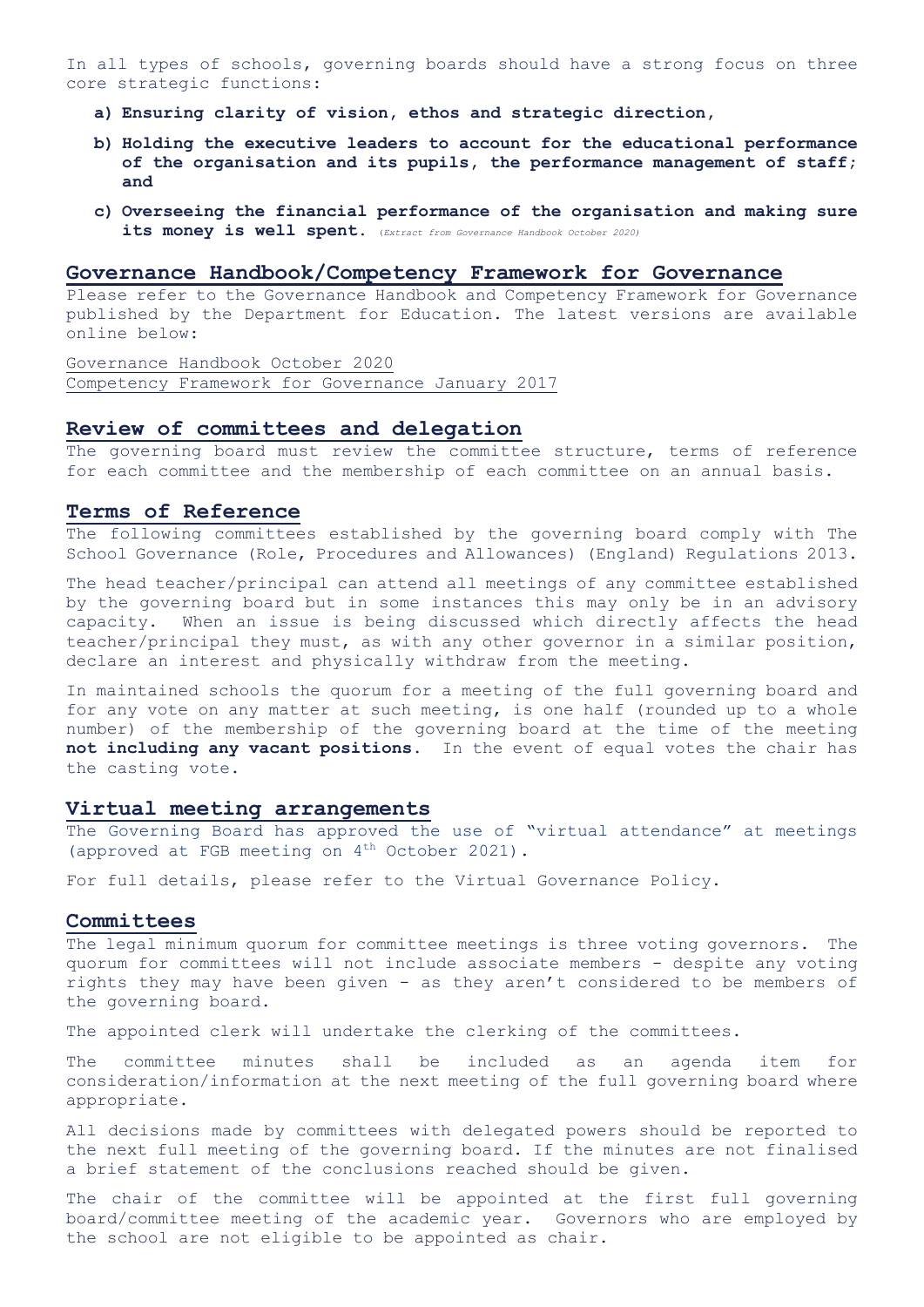In all types of schools, governing boards should have a strong focus on three core strategic functions:

a) **Ensuring clarity of vision, ethos and strategic direction,**

b) **Holding the executive leaders to account for the educational performance of the organisation and its pupils, the performance management of staff; and**

c) **Overseeing the financial performance of the organisation and making sure its money is well spent.** *(Extract from Governance Handbook October 2020)*

## Governance Handbook/Competency Framework for Governance

Please refer to the Governance Handbook and Competency Framework for Governance published by the Department for Education. The latest versions are available online below:

Governance Handbook October 2020
Competency Framework for Governance January 2017

## Review of committees and delegation

The governing board must review the committee structure, terms of reference for each committee and the membership of each committee on an annual basis.

## Terms of Reference

The following committees established by the governing board comply with The School Governance (Role, Procedures and Allowances) (England) Regulations 2013.

The head teacher/principal can attend all meetings of any committee established by the governing board but in some instances this may only be in an advisory capacity. When an issue is being discussed which directly affects the head teacher/principal they must, as with any other governor in a similar position, declare an interest and physically withdraw from the meeting.

In maintained schools the quorum for a meeting of the full governing board and for any vote on any matter at such meeting, is one half (rounded up to a whole number) of the membership of the governing board at the time of the meeting **not including any vacant positions**. In the event of equal votes the chair has the casting vote.

## Virtual meeting arrangements

The Governing Board has approved the use of "virtual attendance" at meetings (approved at FGB meeting on 4th October 2021).

For full details, please refer to the Virtual Governance Policy.

## Committees

The legal minimum quorum for committee meetings is three voting governors. The quorum for committees will not include associate members - despite any voting rights they may have been given - as they aren't considered to be members of the governing board.

The appointed clerk will undertake the clerking of the committees.

The committee minutes shall be included as an agenda item for consideration/information at the next meeting of the full governing board where appropriate.

All decisions made by committees with delegated powers should be reported to the next full meeting of the governing board. If the minutes are not finalised a brief statement of the conclusions reached should be given.

The chair of the committee will be appointed at the first full governing board/committee meeting of the academic year. Governors who are employed by the school are not eligible to be appointed as chair.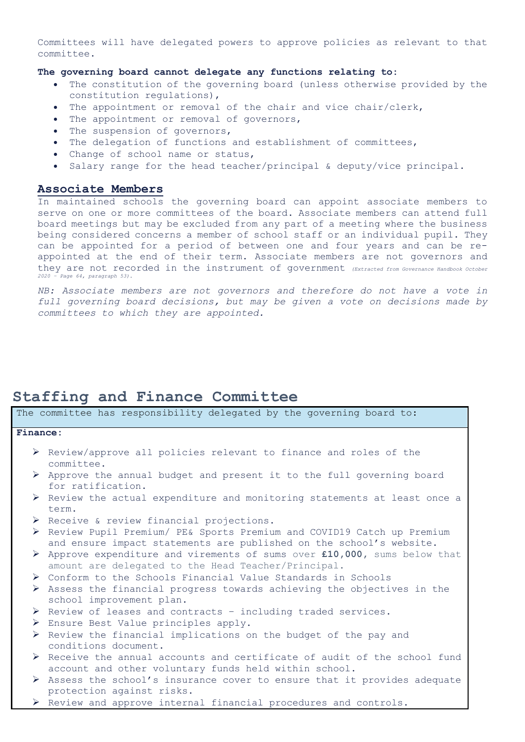Committees will have delegated powers to approve policies as relevant to that committee.

**The governing board cannot delegate any functions relating to:**

- The constitution of the governing board (unless otherwise provided by the constitution regulations),
- The appointment or removal of the chair and vice chair/clerk,
- The appointment or removal of governors,
- The suspension of governors,
- The delegation of functions and establishment of committees,
- Change of school name or status,
- Salary range for the head teacher/principal & deputy/vice principal.

## Associate Members

In maintained schools the governing board can appoint associate members to serve on one or more committees of the board. Associate members can attend full board meetings but may be excluded from any part of a meeting where the business being considered concerns a member of school staff or an individual pupil. They can be appointed for a period of between one and four years and can be re-appointed at the end of their term. Associate members are not governors and they are not recorded in the instrument of government *(Extracted from Governance Handbook October 2020 – Page 64, paragraph 53).*

*NB: Associate members are not governors and therefore do not have a vote in full governing board decisions, but may be given a vote on decisions made by committees to which they are appointed.*

# Staffing and Finance Committee

The committee has responsibility delegated by the governing board to:

**Finance:**

- Review/approve all policies relevant to finance and roles of the committee.
- Approve the annual budget and present it to the full governing board for ratification.
- Review the actual expenditure and monitoring statements at least once a term.
- Receive & review financial projections.
- Review Pupil Premium/ PE& Sports Premium and COVID19 Catch up Premium and ensure impact statements are published on the school's website.
- Approve expenditure and virements of sums over **£10,000**, sums below that amount are delegated to the Head Teacher/Principal.
- Conform to the Schools Financial Value Standards in Schools
- Assess the financial progress towards achieving the objectives in the school improvement plan.
- Review of leases and contracts – including traded services.
- Ensure Best Value principles apply.
- Review the financial implications on the budget of the pay and conditions document.
- Receive the annual accounts and certificate of audit of the school fund account and other voluntary funds held within school.
- Assess the school's insurance cover to ensure that it provides adequate protection against risks.
- Review and approve internal financial procedures and controls.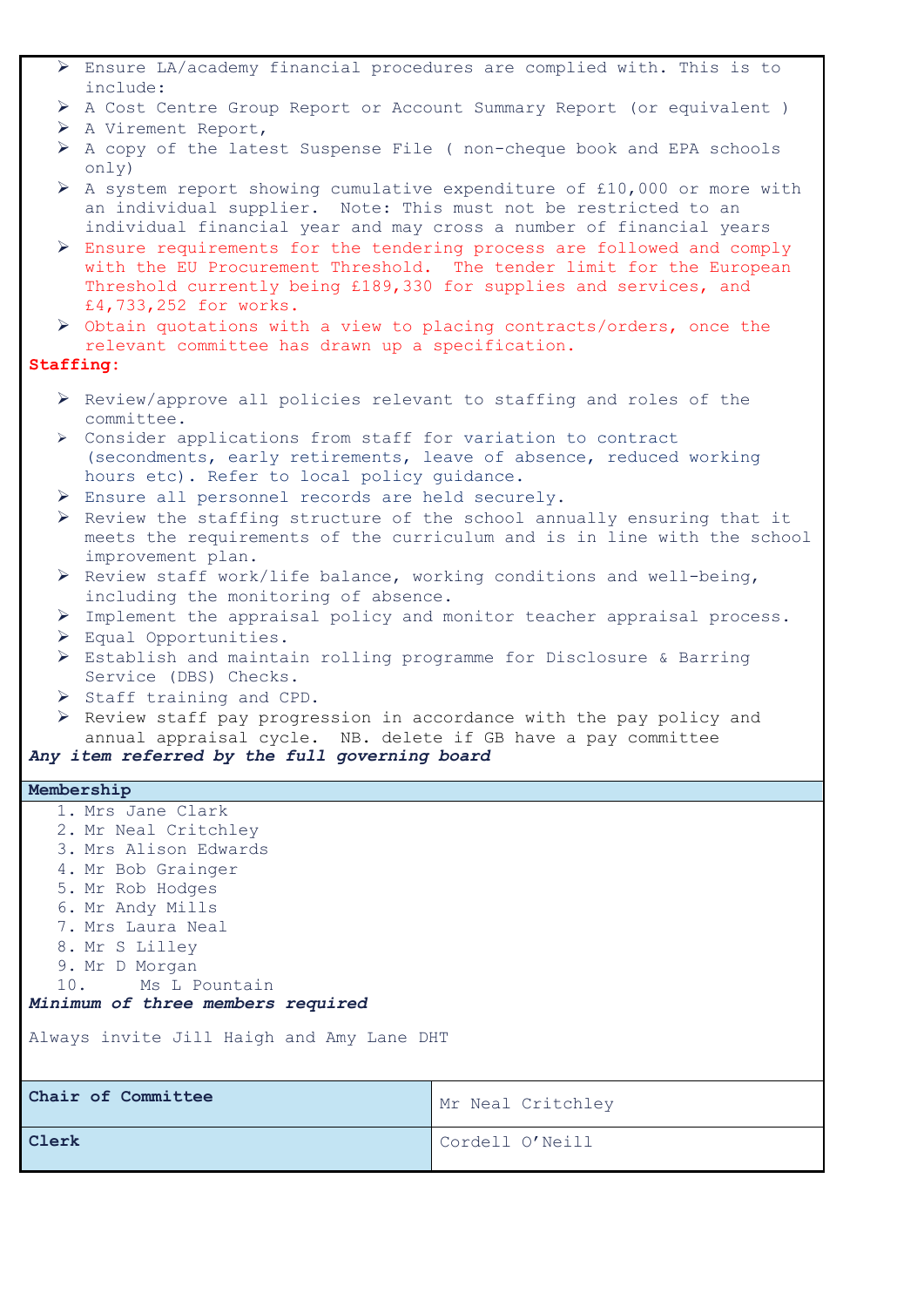- Ensure LA/academy financial procedures are complied with. This is to include:
- A Cost Centre Group Report or Account Summary Report (or equivalent )
- A Virement Report,
- A copy of the latest Suspense File ( non-cheque book and EPA schools only)
- A system report showing cumulative expenditure of £10,000 or more with an individual supplier. Note: This must not be restricted to an individual financial year and may cross a number of financial years
- Ensure requirements for the tendering process are followed and comply with the EU Procurement Threshold. The tender limit for the European Threshold currently being £189,330 for supplies and services, and £4,733,252 for works.
- Obtain quotations with a view to placing contracts/orders, once the relevant committee has drawn up a specification.

**Staffing:**

- Review/approve all policies relevant to staffing and roles of the committee.
- Consider applications from staff for variation to contract (secondments, early retirements, leave of absence, reduced working hours etc). Refer to local policy guidance.
- Ensure all personnel records are held securely.
- Review the staffing structure of the school annually ensuring that it meets the requirements of the curriculum and is in line with the school improvement plan.
- Review staff work/life balance, working conditions and well-being, including the monitoring of absence.
- Implement the appraisal policy and monitor teacher appraisal process.
- Equal Opportunities.
- Establish and maintain rolling programme for Disclosure & Barring Service (DBS) Checks.
- Staff training and CPD.
- Review staff pay progression in accordance with the pay policy and annual appraisal cycle. NB. delete if GB have a pay committee

***Any item referred by the full governing board***

**Membership**

1. Mrs Jane Clark
2. Mr Neal Critchley
3. Mrs Alison Edwards
4. Mr Bob Grainger
5. Mr Rob Hodges
6. Mr Andy Mills
7. Mrs Laura Neal
8. Mr S Lilley
9. Mr D Morgan
10. Ms L Pountain

***Minimum of three members required***

Always invite Jill Haigh and Amy Lane DHT

| | |
|---|---|
| **Chair of Committee** | Mr Neal Critchley |
| **Clerk** | Cordell O'Neill |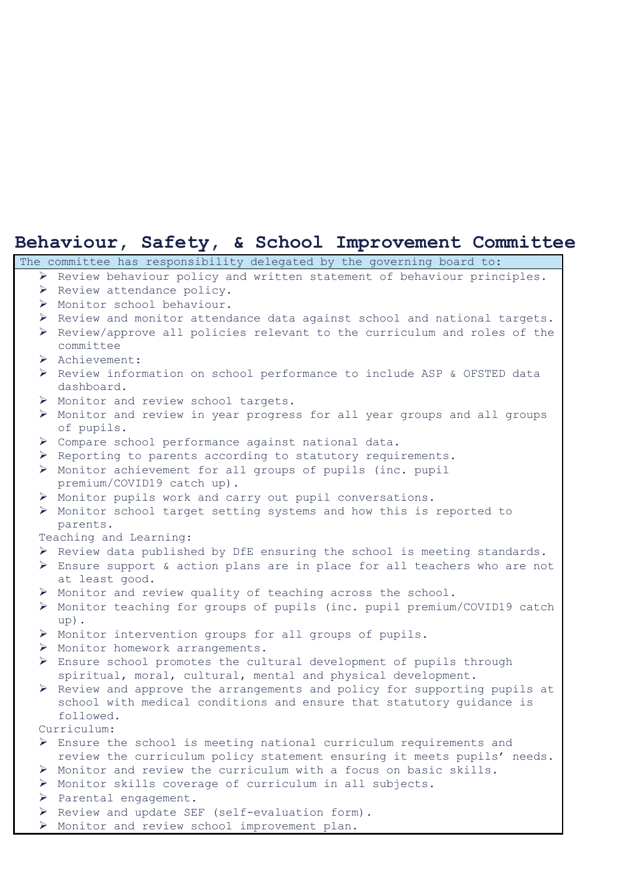## Behaviour, Safety, & School Improvement Committee

The committee has responsibility delegated by the governing board to:

- Review behaviour policy and written statement of behaviour principles.
- Review attendance policy.
- Monitor school behaviour.
- Review and monitor attendance data against school and national targets.
- Review/approve all policies relevant to the curriculum and roles of the committee
- Achievement:
- Review information on school performance to include ASP & OFSTED data dashboard.
- Monitor and review school targets.
- Monitor and review in year progress for all year groups and all groups of pupils.
- Compare school performance against national data.
- Reporting to parents according to statutory requirements.
- Monitor achievement for all groups of pupils (inc. pupil premium/COVID19 catch up).
- Monitor pupils work and carry out pupil conversations.
- Monitor school target setting systems and how this is reported to parents.

Teaching and Learning:

- Review data published by DfE ensuring the school is meeting standards.
- Ensure support & action plans are in place for all teachers who are not at least good.
- Monitor and review quality of teaching across the school.
- Monitor teaching for groups of pupils (inc. pupil premium/COVID19 catch up).
- Monitor intervention groups for all groups of pupils.
- Monitor homework arrangements.
- Ensure school promotes the cultural development of pupils through spiritual, moral, cultural, mental and physical development.
- Review and approve the arrangements and policy for supporting pupils at school with medical conditions and ensure that statutory guidance is followed.

Curriculum:

- Ensure the school is meeting national curriculum requirements and review the curriculum policy statement ensuring it meets pupils' needs.
- Monitor and review the curriculum with a focus on basic skills.
- Monitor skills coverage of curriculum in all subjects.
- Parental engagement.
- Review and update SEF (self-evaluation form).
- Monitor and review school improvement plan.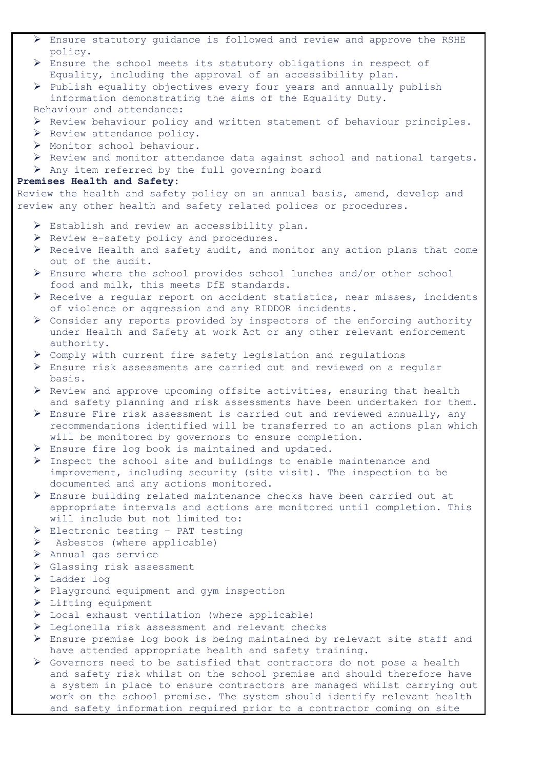- Ensure statutory guidance is followed and review and approve the RSHE policy.
- Ensure the school meets its statutory obligations in respect of Equality, including the approval of an accessibility plan.
- Publish equality objectives every four years and annually publish information demonstrating the aims of the Equality Duty.

Behaviour and attendance:

- Review behaviour policy and written statement of behaviour principles.
- Review attendance policy.
- Monitor school behaviour.
- Review and monitor attendance data against school and national targets.
- Any item referred by the full governing board

**Premises Health and Safety:**

Review the health and safety policy on an annual basis, amend, develop and review any other health and safety related polices or procedures.

- Establish and review an accessibility plan.
- Review e-safety policy and procedures.
- Receive Health and safety audit, and monitor any action plans that come out of the audit.
- Ensure where the school provides school lunches and/or other school food and milk, this meets DfE standards.
- Receive a regular report on accident statistics, near misses, incidents of violence or aggression and any RIDDOR incidents.
- Consider any reports provided by inspectors of the enforcing authority under Health and Safety at work Act or any other relevant enforcement authority.
- Comply with current fire safety legislation and regulations
- Ensure risk assessments are carried out and reviewed on a regular basis.
- Review and approve upcoming offsite activities, ensuring that health and safety planning and risk assessments have been undertaken for them.
- Ensure Fire risk assessment is carried out and reviewed annually, any recommendations identified will be transferred to an actions plan which will be monitored by governors to ensure completion.
- Ensure fire log book is maintained and updated.
- Inspect the school site and buildings to enable maintenance and improvement, including security (site visit). The inspection to be documented and any actions monitored.
- Ensure building related maintenance checks have been carried out at appropriate intervals and actions are monitored until completion. This will include but not limited to:
- Electronic testing – PAT testing
- Asbestos (where applicable)
- Annual gas service
- Glassing risk assessment
- Ladder log
- Playground equipment and gym inspection
- Lifting equipment
- Local exhaust ventilation (where applicable)
- Legionella risk assessment and relevant checks
- Ensure premise log book is being maintained by relevant site staff and have attended appropriate health and safety training.
- Governors need to be satisfied that contractors do not pose a health and safety risk whilst on the school premise and should therefore have a system in place to ensure contractors are managed whilst carrying out work on the school premise. The system should identify relevant health and safety information required prior to a contractor coming on site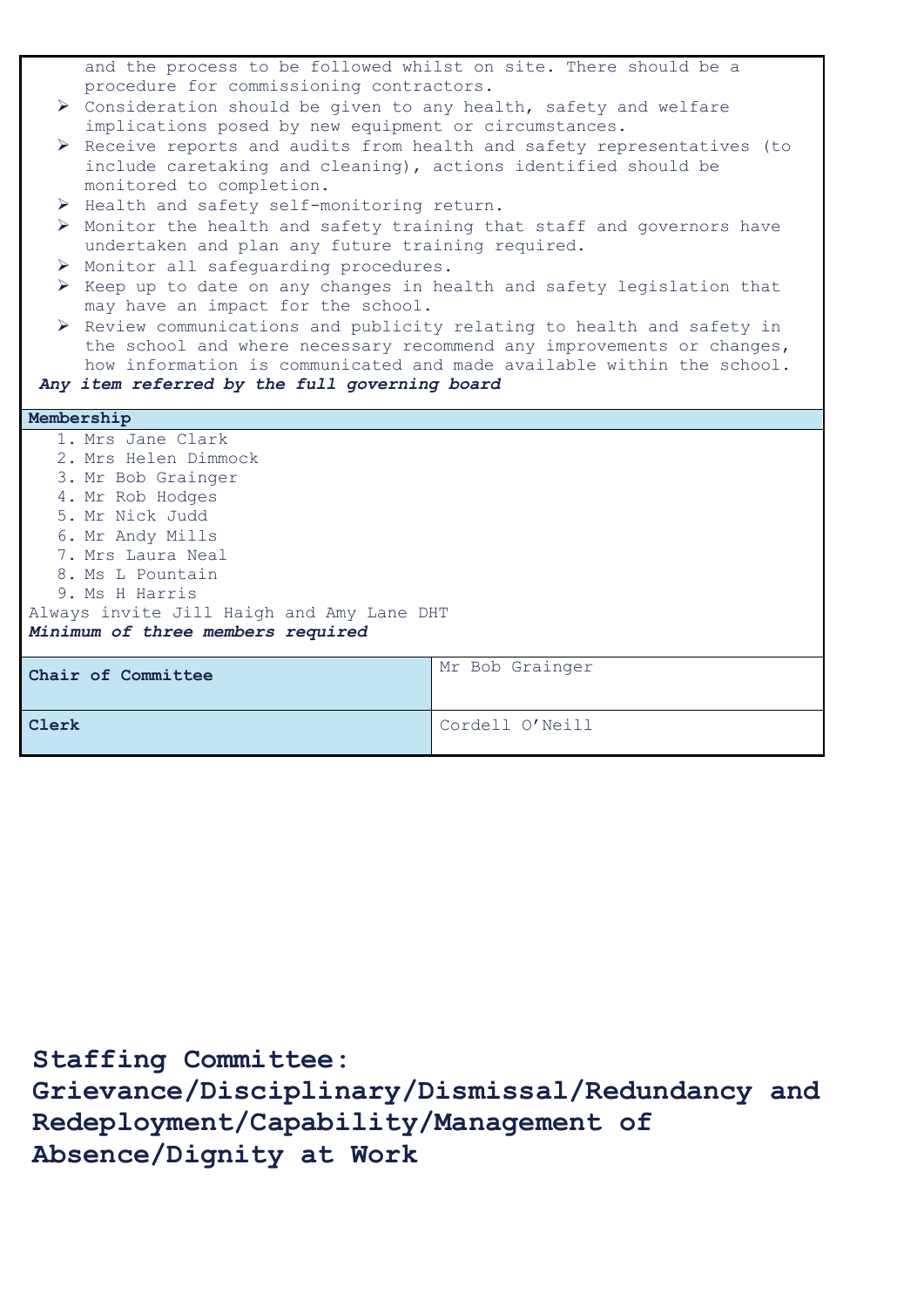and the process to be followed whilst on site. There should be a procedure for commissioning contractors.

- Consideration should be given to any health, safety and welfare implications posed by new equipment or circumstances.
- Receive reports and audits from health and safety representatives (to include caretaking and cleaning), actions identified should be monitored to completion.
- Health and safety self-monitoring return.
- Monitor the health and safety training that staff and governors have undertaken and plan any future training required.
- Monitor all safeguarding procedures.
- Keep up to date on any changes in health and safety legislation that may have an impact for the school.
- Review communications and publicity relating to health and safety in the school and where necessary recommend any improvements or changes, how information is communicated and made available within the school.

***Any item referred by the full governing board***

**Membership**

1. Mrs Jane Clark
2. Mrs Helen Dimmock
3. Mr Bob Grainger
4. Mr Rob Hodges
5. Mr Nick Judd
6. Mr Andy Mills
7. Mrs Laura Neal
8. Ms L Pountain
9. Ms H Harris

Always invite Jill Haigh and Amy Lane DHT

***Minimum of three members required***

| | |
|---|---|
| **Chair of Committee** | Mr Bob Grainger |
| **Clerk** | Cordell O'Neill |

## Staffing Committee: Grievance/Disciplinary/Dismissal/Redundancy and Redeployment/Capability/Management of Absence/Dignity at Work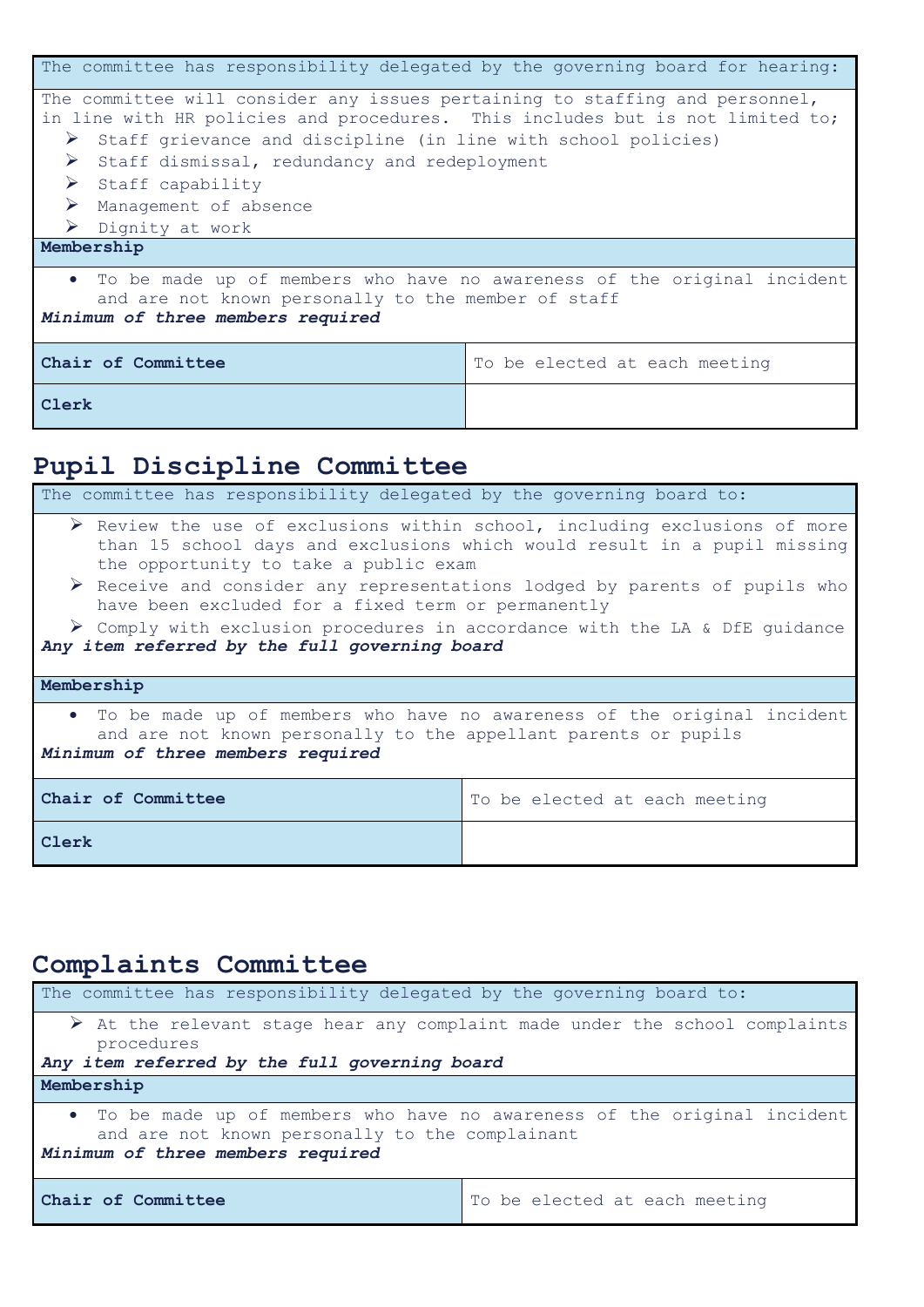| The committee has responsibility delegated by the governing board for hearing: | |
|---|---|
| The committee will consider any issues pertaining to staffing and personnel, in line with HR policies and procedures. This includes but is not limited to;<br>➢ Staff grievance and discipline (in line with school policies)<br>➢ Staff dismissal, redundancy and redeployment<br>➢ Staff capability<br>➢ Management of absence<br>➢ Dignity at work | |
| **Membership** | |
| • To be made up of members who have no awareness of the original incident and are not known personally to the member of staff<br>***Minimum of three members required*** | |
| **Chair of Committee** | To be elected at each meeting |
| **Clerk** | |

## Pupil Discipline Committee

| The committee has responsibility delegated by the governing board to: | |
|---|---|
| ➢ Review the use of exclusions within school, including exclusions of more than 15 school days and exclusions which would result in a pupil missing the opportunity to take a public exam<br>➢ Receive and consider any representations lodged by parents of pupils who have been excluded for a fixed term or permanently<br>➢ Comply with exclusion procedures in accordance with the LA & DfE guidance<br>***Any item referred by the full governing board*** | |
| **Membership** | |
| • To be made up of members who have no awareness of the original incident and are not known personally to the appellant parents or pupils<br>***Minimum of three members required*** | |
| **Chair of Committee** | To be elected at each meeting |
| **Clerk** | |

## Complaints Committee

| The committee has responsibility delegated by the governing board to: | |
|---|---|
| ➢ At the relevant stage hear any complaint made under the school complaints procedures<br>***Any item referred by the full governing board*** | |
| **Membership** | |
| • To be made up of members who have no awareness of the original incident and are not known personally to the complainant<br>***Minimum of three members required*** | |
| **Chair of Committee** | To be elected at each meeting |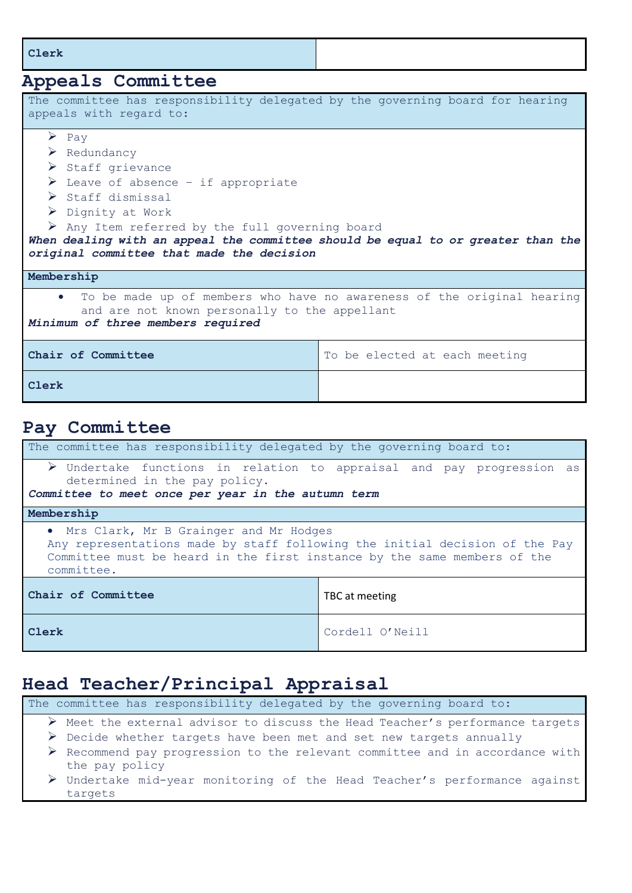| Clerk | |
|---|---|

## Appeals Committee

The committee has responsibility delegated by the governing board for hearing appeals with regard to:

- Pay
- Redundancy
- Staff grievance
- Leave of absence – if appropriate
- Staff dismissal
- Dignity at Work
- Any Item referred by the full governing board

***When dealing with an appeal the committee should be equal to or greater than the original committee that made the decision***

**Membership**

- To be made up of members who have no awareness of the original hearing and are not known personally to the appellant

***Minimum of three members required***

| Chair of Committee | To be elected at each meeting |
|---|---|
| **Clerk** | |

## Pay Committee

The committee has responsibility delegated by the governing board to:

- Undertake functions in relation to appraisal and pay progression as determined in the pay policy.

***Committee to meet once per year in the autumn term***

**Membership**

- Mrs Clark, Mr B Grainger and Mr Hodges

Any representations made by staff following the initial decision of the Pay Committee must be heard in the first instance by the same members of the committee.

| Chair of Committee | TBC at meeting |
|---|---|
| **Clerk** | Cordell O'Neill |

## Head Teacher/Principal Appraisal

The committee has responsibility delegated by the governing board to:

- Meet the external advisor to discuss the Head Teacher's performance targets
- Decide whether targets have been met and set new targets annually
- Recommend pay progression to the relevant committee and in accordance with the pay policy
- Undertake mid-year monitoring of the Head Teacher's performance against targets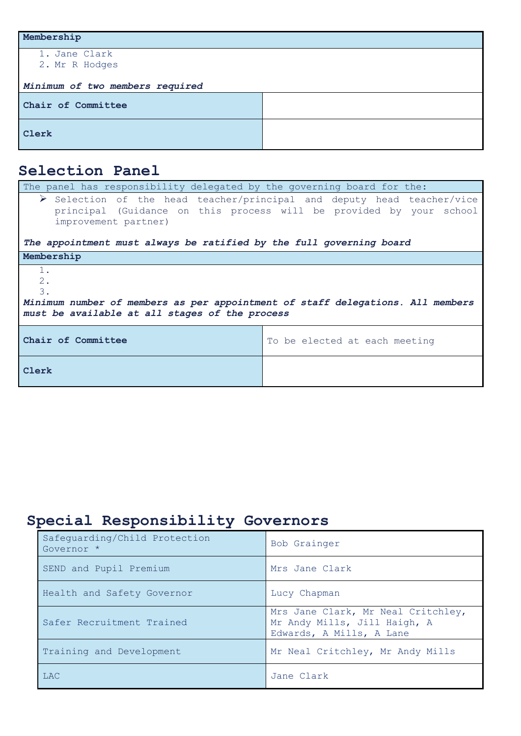| **Membership** | |
|---|---|
| 1. Jane Clark<br>2. Mr R Hodges<br><br>***Minimum of two members required*** | |
| **Chair of Committee** | |
| **Clerk** | |

## Selection Panel

| The panel has responsibility delegated by the governing board for the: | |
|---|---|
| ➢ Selection of the head teacher/principal and deputy head teacher/vice principal (Guidance on this process will be provided by your school improvement partner)<br><br>***The appointment must always be ratified by the full governing board*** | |
| **Membership** | |
| 1.<br>2.<br>3.<br>***Minimum number of members as per appointment of staff delegations. All members must be available at all stages of the process*** | |
| **Chair of Committee** | To be elected at each meeting |
| **Clerk** | |

## Special Responsibility Governors

| Role | Governor |
|---|---|
| Safeguarding/Child Protection Governor * | Bob Grainger |
| SEND and Pupil Premium | Mrs Jane Clark |
| Health and Safety Governor | Lucy Chapman |
| Safer Recruitment Trained | Mrs Jane Clark, Mr Neal Critchley, Mr Andy Mills, Jill Haigh, A Edwards, A Mills, A Lane |
| Training and Development | Mr Neal Critchley, Mr Andy Mills |
| LAC | Jane Clark |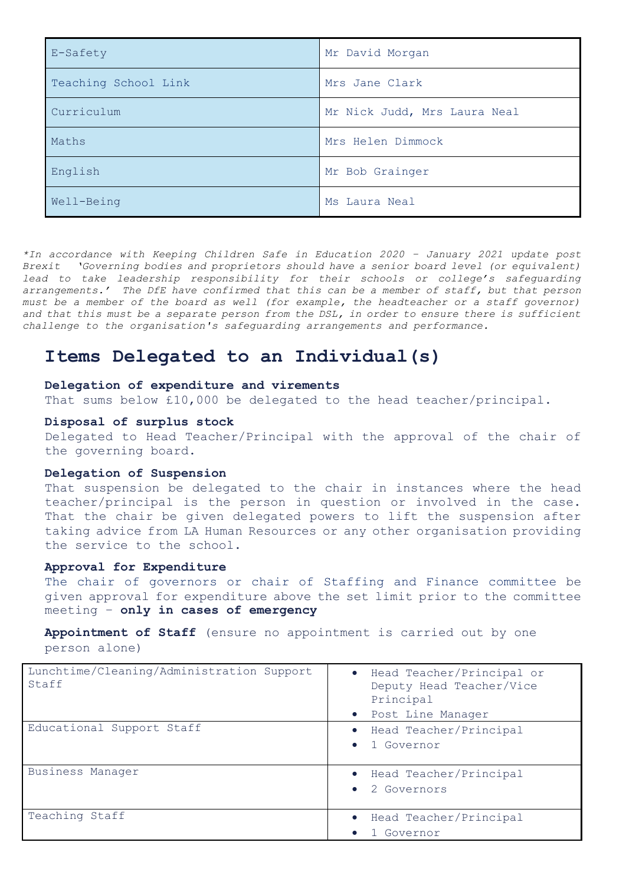| E-Safety | Mr David Morgan |
|---|---|
| Teaching School Link | Mrs Jane Clark |
| Curriculum | Mr Nick Judd, Mrs Laura Neal |
| Maths | Mrs Helen Dimmock |
| English | Mr Bob Grainger |
| Well-Being | Ms Laura Neal |

**In accordance with Keeping Children Safe in Education 2020 – January 2021 update post Brexit 'Governing bodies and proprietors should have a senior board level (or equivalent) lead to take leadership responsibility for their schools or college's safeguarding arrangements.' The DfE have confirmed that this can be a member of staff, but that person must be a member of the board as well (for example, the headteacher or a staff governor) and that this must be a separate person from the DSL, in order to ensure there is sufficient challenge to the organisation's safeguarding arrangements and performance.*

## Items Delegated to an Individual(s)

**Delegation of expenditure and virements**

That sums below £10,000 be delegated to the head teacher/principal.

**Disposal of surplus stock**

Delegated to Head Teacher/Principal with the approval of the chair of the governing board.

**Delegation of Suspension**

That suspension be delegated to the chair in instances where the head teacher/principal is the person in question or involved in the case. That the chair be given delegated powers to lift the suspension after taking advice from LA Human Resources or any other organisation providing the service to the school.

**Approval for Expenditure**

The chair of governors or chair of Staffing and Finance committee be given approval for expenditure above the set limit prior to the committee meeting – **only in cases of emergency**

**Appointment of Staff** (ensure no appointment is carried out by one person alone)

| Lunchtime/Cleaning/Administration Support Staff | • Head Teacher/Principal or Deputy Head Teacher/Vice Principal<br>• Post Line Manager |
|---|---|
| Educational Support Staff | • Head Teacher/Principal<br>• 1 Governor |
| Business Manager | • Head Teacher/Principal<br>• 2 Governors |
| Teaching Staff | • Head Teacher/Principal<br>• 1 Governor |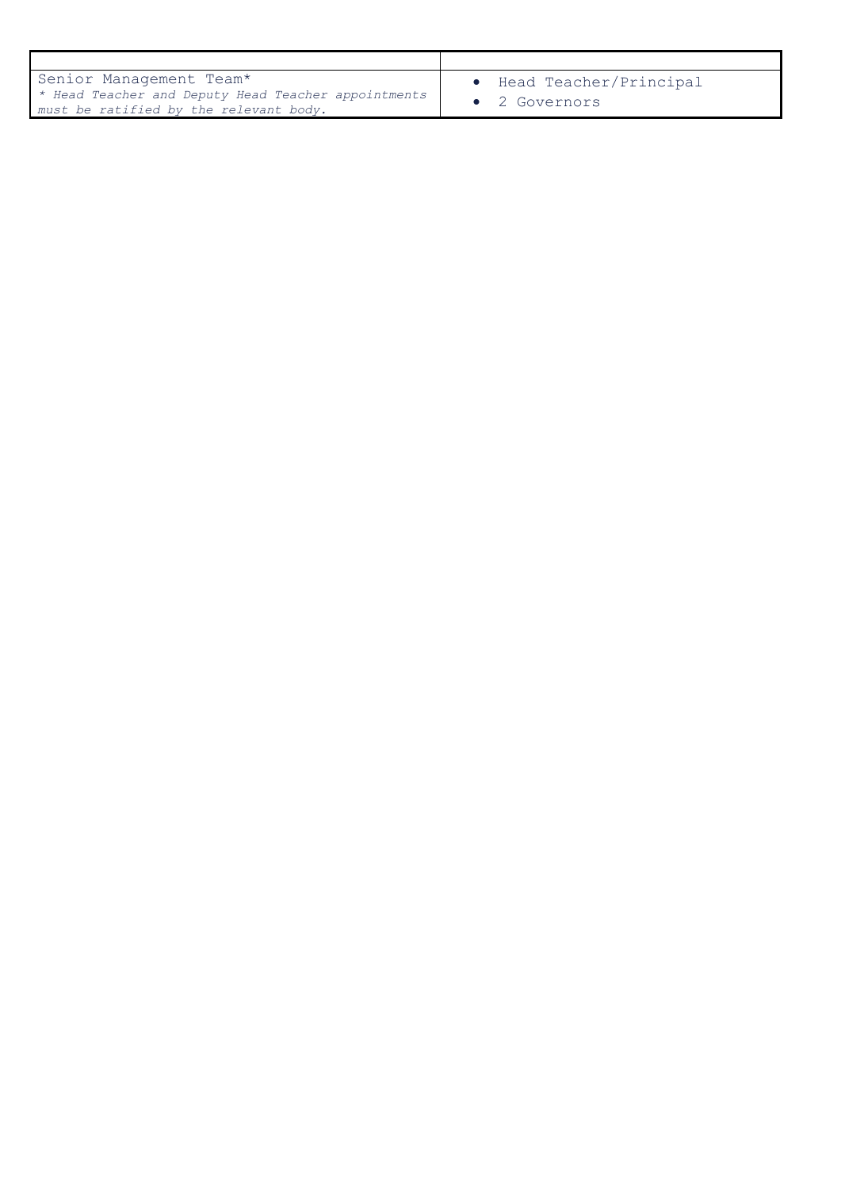| | |
|---|---|
| Senior Management Team*<br>*\* Head Teacher and Deputy Head Teacher appointments must be ratified by the relevant body.* | • Head Teacher/Principal<br>• 2 Governors |